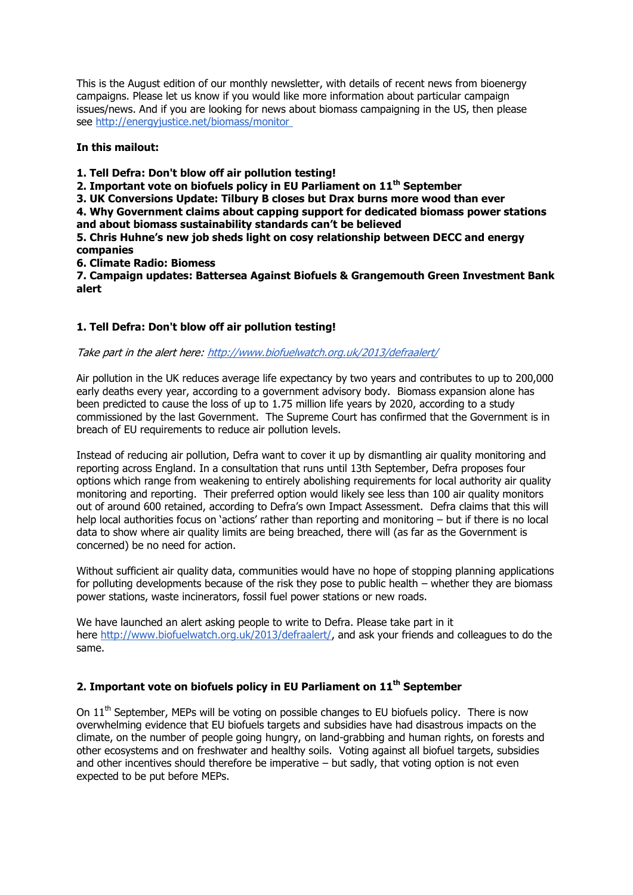This is the August edition of our monthly newsletter, with details of recent news from bioenergy campaigns. Please let us know if you would like more information about particular campaign issues/news. And if you are looking for news about biomass campaigning in the US, then please see http://energyjustice.net/biomass/monitor

**In this mailout:**

**1. Tell Defra: Don't blow off air pollution testing!**
**2. Important vote on biofuels policy in EU Parliament on 11th September**
**3. UK Conversions Update: Tilbury B closes but Drax burns more wood than ever**
**4. Why Government claims about capping support for dedicated biomass power stations and about biomass sustainability standards can't be believed**
**5. Chris Huhne's new job sheds light on cosy relationship between DECC and energy companies**
**6. Climate Radio: Biomess**
**7. Campaign updates: Battersea Against Biofuels & Grangemouth Green Investment Bank alert**

## 1. Tell Defra: Don't blow off air pollution testing!

*Take part in the alert here: http://www.biofuelwatch.org.uk/2013/defraalert/*

Air pollution in the UK reduces average life expectancy by two years and contributes to up to 200,000 early deaths every year, according to a government advisory body. Biomass expansion alone has been predicted to cause the loss of up to 1.75 million life years by 2020, according to a study commissioned by the last Government. The Supreme Court has confirmed that the Government is in breach of EU requirements to reduce air pollution levels.

Instead of reducing air pollution, Defra want to cover it up by dismantling air quality monitoring and reporting across England. In a consultation that runs until 13th September, Defra proposes four options which range from weakening to entirely abolishing requirements for local authority air quality monitoring and reporting. Their preferred option would likely see less than 100 air quality monitors out of around 600 retained, according to Defra's own Impact Assessment. Defra claims that this will help local authorities focus on 'actions' rather than reporting and monitoring – but if there is no local data to show where air quality limits are being breached, there will (as far as the Government is concerned) be no need for action.

Without sufficient air quality data, communities would have no hope of stopping planning applications for polluting developments because of the risk they pose to public health – whether they are biomass power stations, waste incinerators, fossil fuel power stations or new roads.

We have launched an alert asking people to write to Defra. Please take part in it here http://www.biofuelwatch.org.uk/2013/defraalert/, and ask your friends and colleagues to do the same.

## 2. Important vote on biofuels policy in EU Parliament on 11th September

On 11th September, MEPs will be voting on possible changes to EU biofuels policy. There is now overwhelming evidence that EU biofuels targets and subsidies have had disastrous impacts on the climate, on the number of people going hungry, on land-grabbing and human rights, on forests and other ecosystems and on freshwater and healthy soils. Voting against all biofuel targets, subsidies and other incentives should therefore be imperative – but sadly, that voting option is not even expected to be put before MEPs.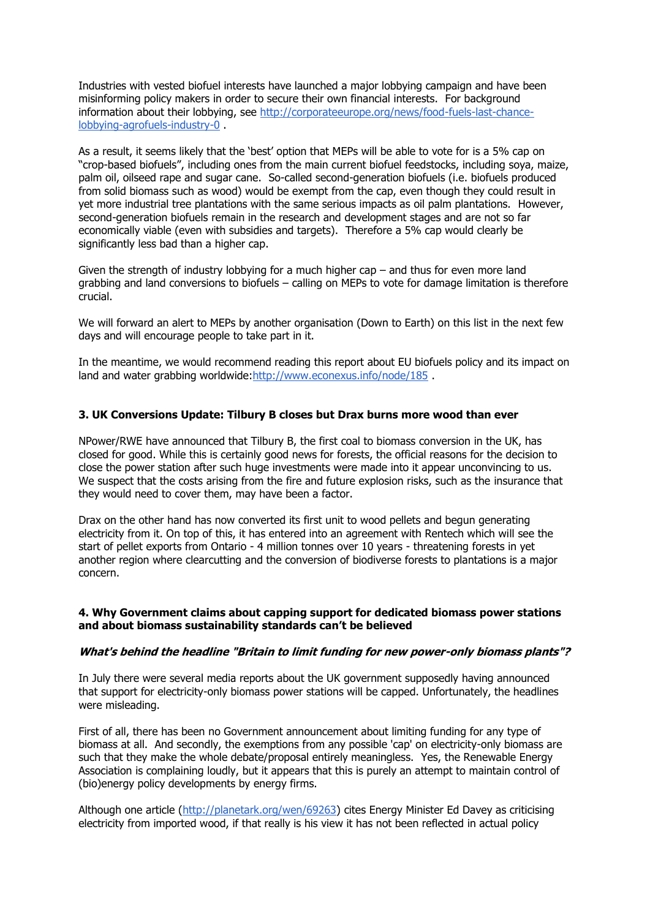Industries with vested biofuel interests have launched a major lobbying campaign and have been misinforming policy makers in order to secure their own financial interests. For background information about their lobbying, see http://corporateeurope.org/news/food-fuels-last-chance-lobbying-agrofuels-industry-0 .

As a result, it seems likely that the 'best' option that MEPs will be able to vote for is a 5% cap on "crop-based biofuels", including ones from the main current biofuel feedstocks, including soya, maize, palm oil, oilseed rape and sugar cane. So-called second-generation biofuels (i.e. biofuels produced from solid biomass such as wood) would be exempt from the cap, even though they could result in yet more industrial tree plantations with the same serious impacts as oil palm plantations. However, second-generation biofuels remain in the research and development stages and are not so far economically viable (even with subsidies and targets). Therefore a 5% cap would clearly be significantly less bad than a higher cap.

Given the strength of industry lobbying for a much higher cap – and thus for even more land grabbing and land conversions to biofuels – calling on MEPs to vote for damage limitation is therefore crucial.

We will forward an alert to MEPs by another organisation (Down to Earth) on this list in the next few days and will encourage people to take part in it.

In the meantime, we would recommend reading this report about EU biofuels policy and its impact on land and water grabbing worldwide:http://www.econexus.info/node/185 .

### 3. UK Conversions Update: Tilbury B closes but Drax burns more wood than ever

NPower/RWE have announced that Tilbury B, the first coal to biomass conversion in the UK, has closed for good. While this is certainly good news for forests, the official reasons for the decision to close the power station after such huge investments were made into it appear unconvincing to us. We suspect that the costs arising from the fire and future explosion risks, such as the insurance that they would need to cover them, may have been a factor.

Drax on the other hand has now converted its first unit to wood pellets and begun generating electricity from it. On top of this, it has entered into an agreement with Rentech which will see the start of pellet exports from Ontario - 4 million tonnes over 10 years - threatening forests in yet another region where clearcutting and the conversion of biodiverse forests to plantations is a major concern.

### 4. Why Government claims about capping support for dedicated biomass power stations and about biomass sustainability standards can't be believed

#### *What's behind the headline "Britain to limit funding for new power-only biomass plants"?*

In July there were several media reports about the UK government supposedly having announced that support for electricity-only biomass power stations will be capped. Unfortunately, the headlines were misleading.

First of all, there has been no Government announcement about limiting funding for any type of biomass at all. And secondly, the exemptions from any possible 'cap' on electricity-only biomass are such that they make the whole debate/proposal entirely meaningless. Yes, the Renewable Energy Association is complaining loudly, but it appears that this is purely an attempt to maintain control of (bio)energy policy developments by energy firms.

Although one article (http://planetark.org/wen/69263) cites Energy Minister Ed Davey as criticising electricity from imported wood, if that really is his view it has not been reflected in actual policy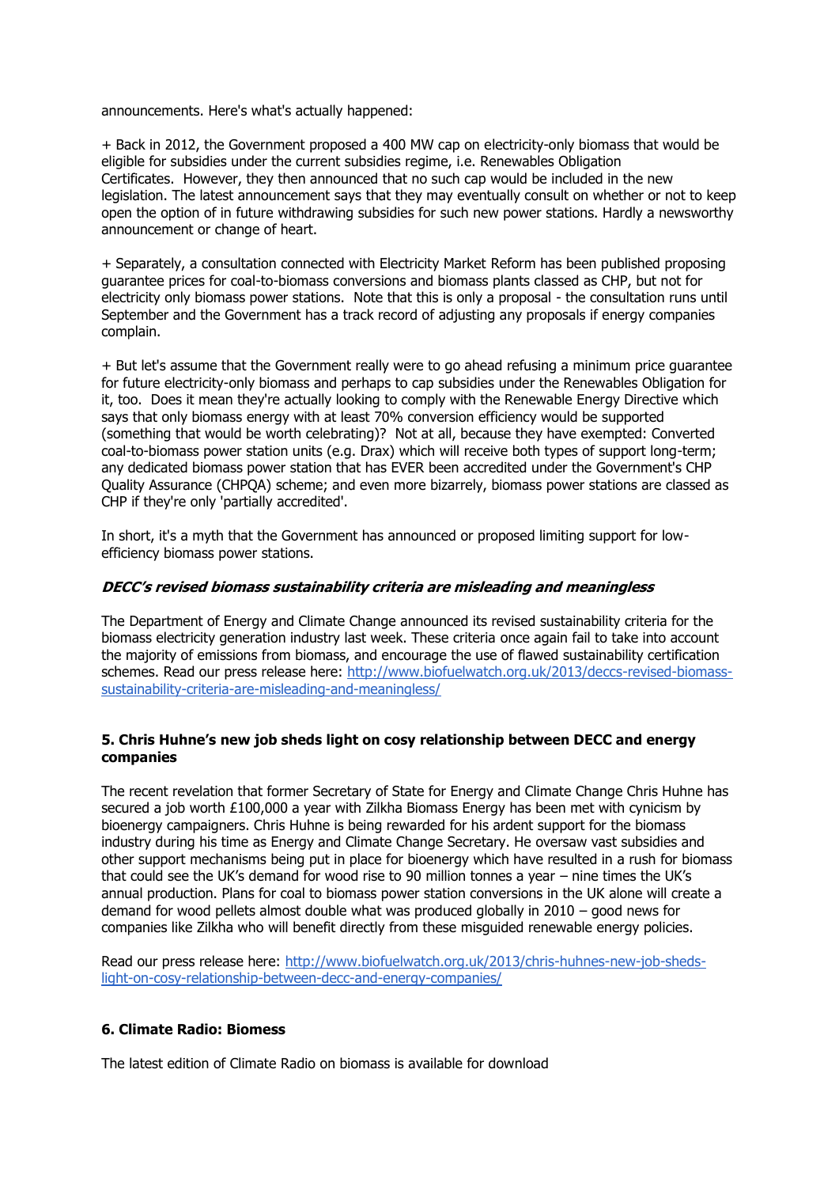announcements. Here's what's actually happened:

+ Back in 2012, the Government proposed a 400 MW cap on electricity-only biomass that would be eligible for subsidies under the current subsidies regime, i.e. Renewables Obligation Certificates. However, they then announced that no such cap would be included in the new legislation. The latest announcement says that they may eventually consult on whether or not to keep open the option of in future withdrawing subsidies for such new power stations. Hardly a newsworthy announcement or change of heart.

+ Separately, a consultation connected with Electricity Market Reform has been published proposing guarantee prices for coal-to-biomass conversions and biomass plants classed as CHP, but not for electricity only biomass power stations. Note that this is only a proposal - the consultation runs until September and the Government has a track record of adjusting any proposals if energy companies complain.

+ But let's assume that the Government really were to go ahead refusing a minimum price guarantee for future electricity-only biomass and perhaps to cap subsidies under the Renewables Obligation for it, too. Does it mean they're actually looking to comply with the Renewable Energy Directive which says that only biomass energy with at least 70% conversion efficiency would be supported (something that would be worth celebrating)? Not at all, because they have exempted: Converted coal-to-biomass power station units (e.g. Drax) which will receive both types of support long-term; any dedicated biomass power station that has EVER been accredited under the Government's CHP Quality Assurance (CHPQA) scheme; and even more bizarrely, biomass power stations are classed as CHP if they're only 'partially accredited'.

In short, it's a myth that the Government has announced or proposed limiting support for low-efficiency biomass power stations.

***DECC's revised biomass sustainability criteria are misleading and meaningless***

The Department of Energy and Climate Change announced its revised sustainability criteria for the biomass electricity generation industry last week. These criteria once again fail to take into account the majority of emissions from biomass, and encourage the use of flawed sustainability certification schemes. Read our press release here: [http://www.biofuelwatch.org.uk/2013/deccs-revised-biomass-sustainability-criteria-are-misleading-and-meaningless/](http://www.biofuelwatch.org.uk/2013/deccs-revised-biomass-sustainability-criteria-are-misleading-and-meaningless/)

### 5. Chris Huhne's new job sheds light on cosy relationship between DECC and energy companies

The recent revelation that former Secretary of State for Energy and Climate Change Chris Huhne has secured a job worth £100,000 a year with Zilkha Biomass Energy has been met with cynicism by bioenergy campaigners. Chris Huhne is being rewarded for his ardent support for the biomass industry during his time as Energy and Climate Change Secretary. He oversaw vast subsidies and other support mechanisms being put in place for bioenergy which have resulted in a rush for biomass that could see the UK's demand for wood rise to 90 million tonnes a year – nine times the UK's annual production. Plans for coal to biomass power station conversions in the UK alone will create a demand for wood pellets almost double what was produced globally in 2010 – good news for companies like Zilkha who will benefit directly from these misguided renewable energy policies.

Read our press release here: [http://www.biofuelwatch.org.uk/2013/chris-huhnes-new-job-sheds-light-on-cosy-relationship-between-decc-and-energy-companies/](http://www.biofuelwatch.org.uk/2013/chris-huhnes-new-job-sheds-light-on-cosy-relationship-between-decc-and-energy-companies/)

### 6. Climate Radio: Biomess

The latest edition of Climate Radio on biomass is available for download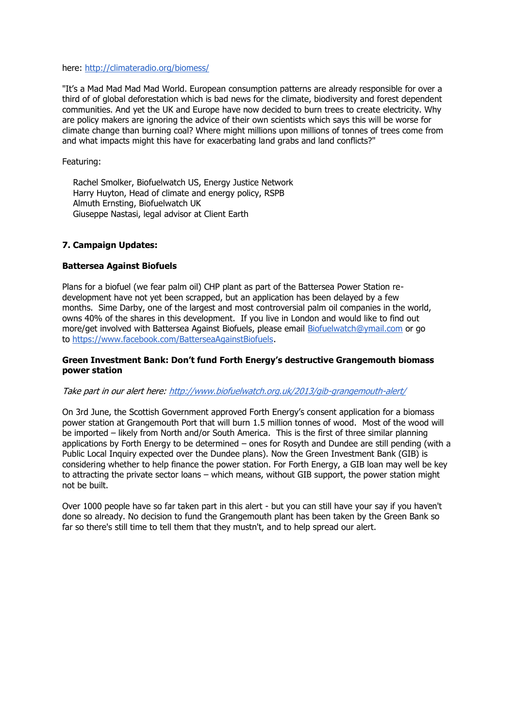here: http://climateradio.org/biomess/

"It's a Mad Mad Mad Mad World. European consumption patterns are already responsible for over a third of of global deforestation which is bad news for the climate, biodiversity and forest dependent communities. And yet the UK and Europe have now decided to burn trees to create electricity. Why are policy makers are ignoring the advice of their own scientists which says this will be worse for climate change than burning coal? Where might millions upon millions of tonnes of trees come from and what impacts might this have for exacerbating land grabs and land conflicts?"

Featuring:

Rachel Smolker, Biofuelwatch US, Energy Justice Network
Harry Huyton, Head of climate and energy policy, RSPB
Almuth Ernsting, Biofuelwatch UK
Giuseppe Nastasi, legal advisor at Client Earth

## 7. Campaign Updates:

### Battersea Against Biofuels

Plans for a biofuel (we fear palm oil) CHP plant as part of the Battersea Power Station re-development have not yet been scrapped, but an application has been delayed by a few months. Sime Darby, one of the largest and most controversial palm oil companies in the world, owns 40% of the shares in this development. If you live in London and would like to find out more/get involved with Battersea Against Biofuels, please email Biofuelwatch@ymail.com or go to https://www.facebook.com/BatterseaAgainstBiofuels.

### Green Investment Bank: Don't fund Forth Energy's destructive Grangemouth biomass power station

*Take part in our alert here: http://www.biofuelwatch.org.uk/2013/gib-grangemouth-alert/*

On 3rd June, the Scottish Government approved Forth Energy's consent application for a biomass power station at Grangemouth Port that will burn 1.5 million tonnes of wood. Most of the wood will be imported – likely from North and/or South America. This is the first of three similar planning applications by Forth Energy to be determined – ones for Rosyth and Dundee are still pending (with a Public Local Inquiry expected over the Dundee plans). Now the Green Investment Bank (GIB) is considering whether to help finance the power station. For Forth Energy, a GIB loan may well be key to attracting the private sector loans – which means, without GIB support, the power station might not be built.

Over 1000 people have so far taken part in this alert - but you can still have your say if you haven't done so already. No decision to fund the Grangemouth plant has been taken by the Green Bank so far so there's still time to tell them that they mustn't, and to help spread our alert.